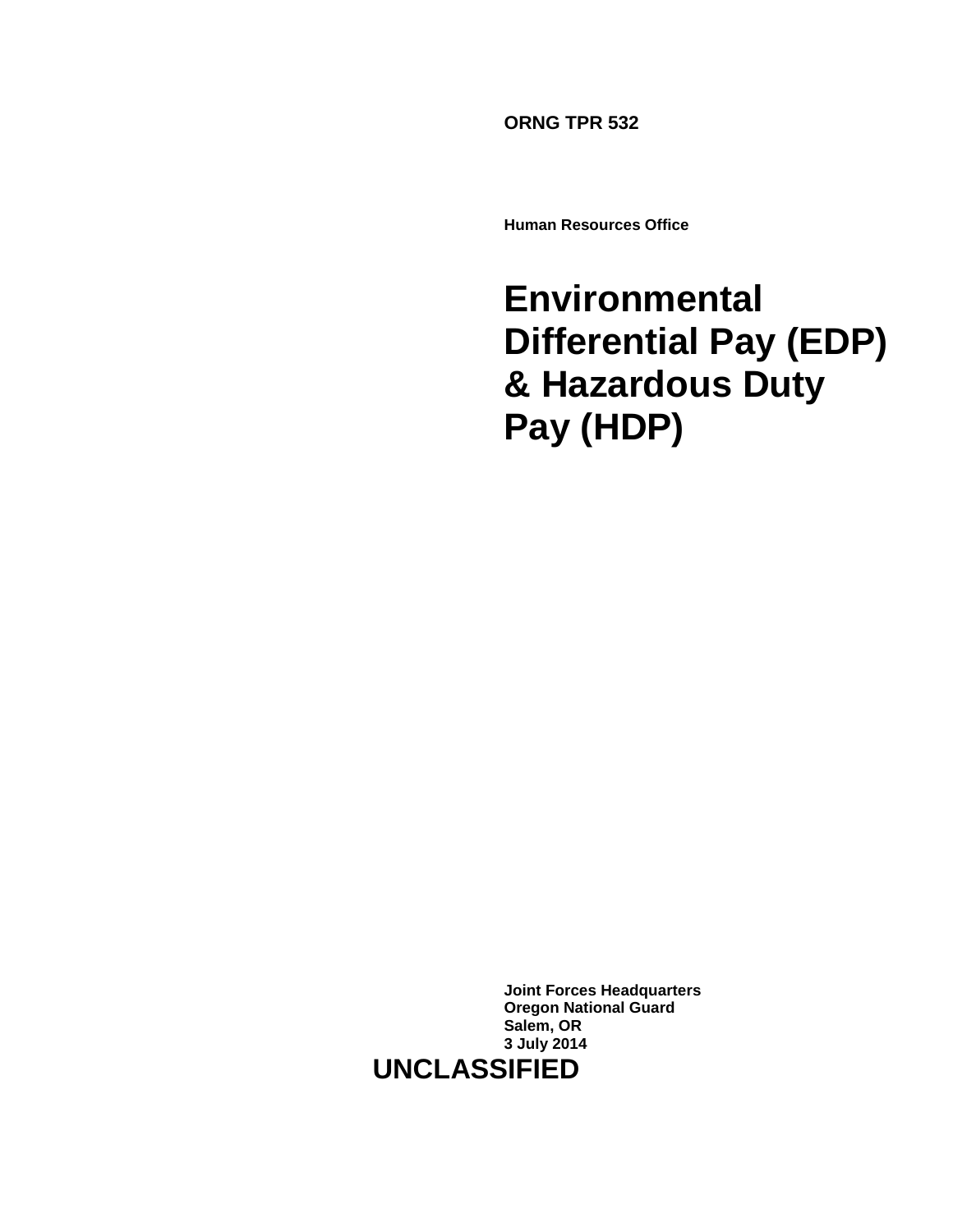**ORNG TPR 532**

**Human Resources Office**

# Environmental Differential Pay (EDP) & Hazardous Duty Pay (HDP)

**Joint Forces Headquarters**
**Oregon National Guard**
**Salem, OR**
**3 July 2014**

**UNCLASSIFIED**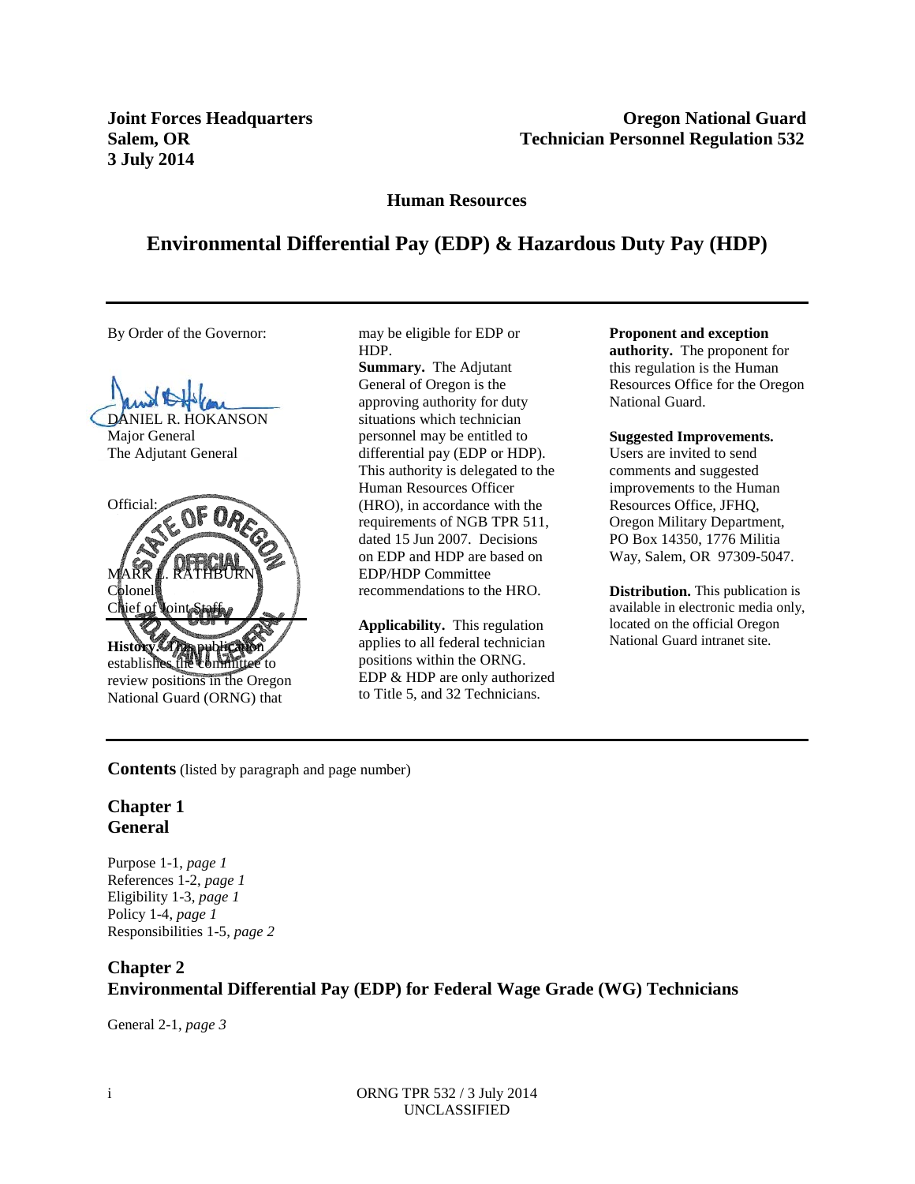**Joint Forces Headquarters**
**Salem, OR**
**3 July 2014**

**Oregon National Guard**
**Technician Personnel Regulation 532**

**Human Resources**

# Environmental Differential Pay (EDP) & Hazardous Duty Pay (HDP)

By Order of the Governor:

DANIEL R. HOKANSON
Major General
The Adjutant General

Official:

MARK L. RATHBURN
Colonel
Chief of Joint Staff

**History.** This publication establishes the committee to review positions in the Oregon National Guard (ORNG) that may be eligible for EDP or HDP.

**Summary.** The Adjutant General of Oregon is the approving authority for duty situations which technician personnel may be entitled to differential pay (EDP or HDP). This authority is delegated to the Human Resources Officer (HRO), in accordance with the requirements of NGB TPR 511, dated 15 Jun 2007. Decisions on EDP and HDP are based on EDP/HDP Committee recommendations to the HRO.

**Applicability.** This regulation applies to all federal technician positions within the ORNG. EDP & HDP are only authorized to Title 5, and 32 Technicians.

**Proponent and exception authority.** The proponent for this regulation is the Human Resources Office for the Oregon National Guard.

**Suggested Improvements.** Users are invited to send comments and suggested improvements to the Human Resources Office, JFHQ, Oregon Military Department, PO Box 14350, 1776 Militia Way, Salem, OR 97309-5047.

**Distribution.** This publication is available in electronic media only, located on the official Oregon National Guard intranet site.

**Contents** (listed by paragraph and page number)

## Chapter 1
## General

Purpose 1-1, *page 1*
References 1-2, *page 1*
Eligibility 1-3, *page 1*
Policy 1-4, *page 1*
Responsibilities 1-5, *page 2*

## Chapter 2
## Environmental Differential Pay (EDP) for Federal Wage Grade (WG) Technicians

General 2-1, *page 3*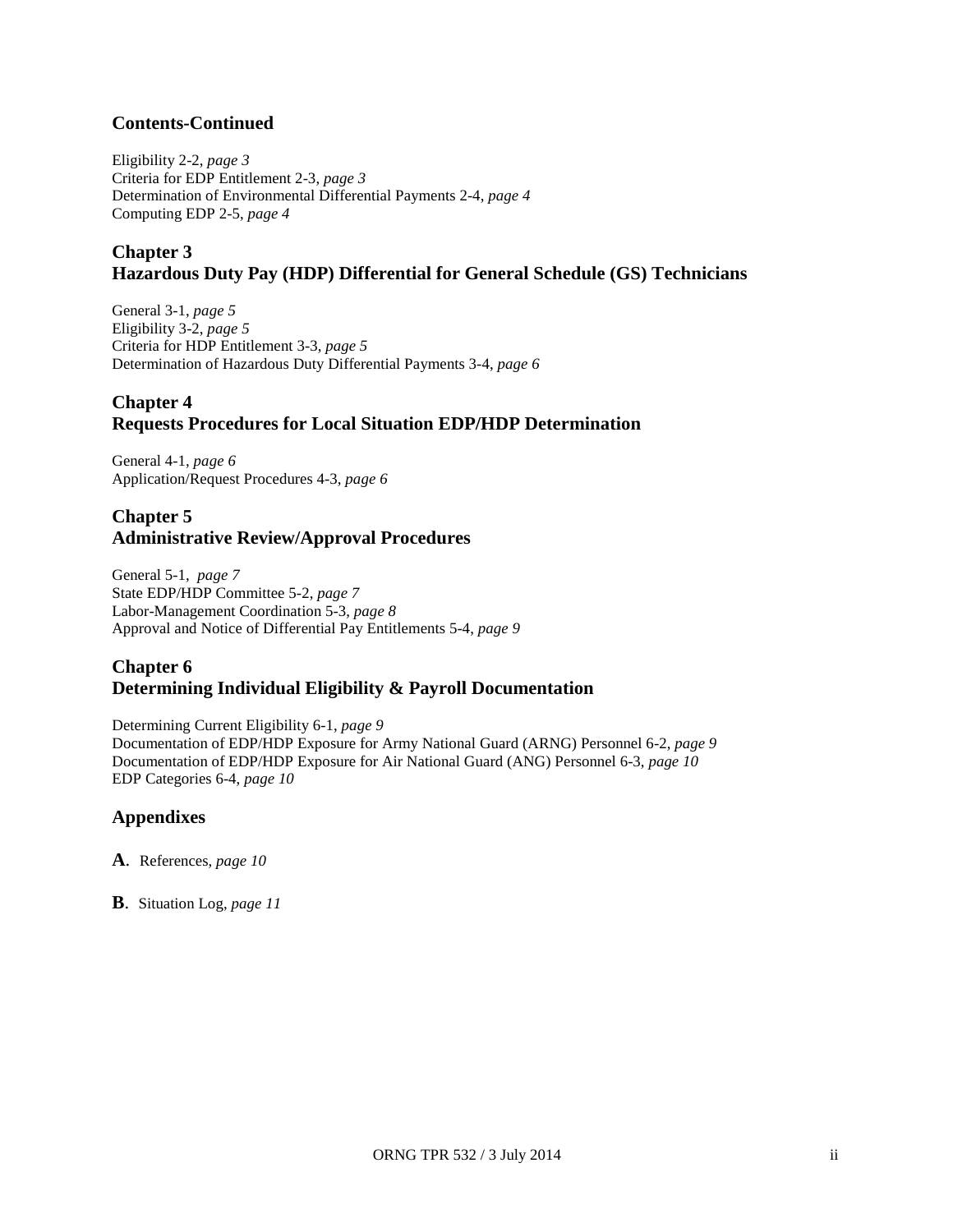## Contents-Continued

Eligibility 2-2, *page 3*
Criteria for EDP Entitlement 2-3, *page 3*
Determination of Environmental Differential Payments 2-4, *page 4*
Computing EDP 2-5, *page 4*

## Chapter 3
## Hazardous Duty Pay (HDP) Differential for General Schedule (GS) Technicians

General 3-1, *page 5*
Eligibility 3-2, *page 5*
Criteria for HDP Entitlement 3-3, *page 5*
Determination of Hazardous Duty Differential Payments 3-4, *page 6*

## Chapter 4
## Requests Procedures for Local Situation EDP/HDP Determination

General 4-1, *page 6*
Application/Request Procedures 4-3, *page 6*

## Chapter 5
## Administrative Review/Approval Procedures

General 5-1, *page 7*
State EDP/HDP Committee 5-2, *page 7*
Labor-Management Coordination 5-3, *page 8*
Approval and Notice of Differential Pay Entitlements 5-4, *page 9*

## Chapter 6
## Determining Individual Eligibility & Payroll Documentation

Determining Current Eligibility 6-1, *page 9*
Documentation of EDP/HDP Exposure for Army National Guard (ARNG) Personnel 6-2, *page 9*
Documentation of EDP/HDP Exposure for Air National Guard (ANG) Personnel 6-3, *page 10*
EDP Categories 6-4, *page 10*

## Appendixes

**A**. References, *page 10*

**B**. Situation Log, *page 11*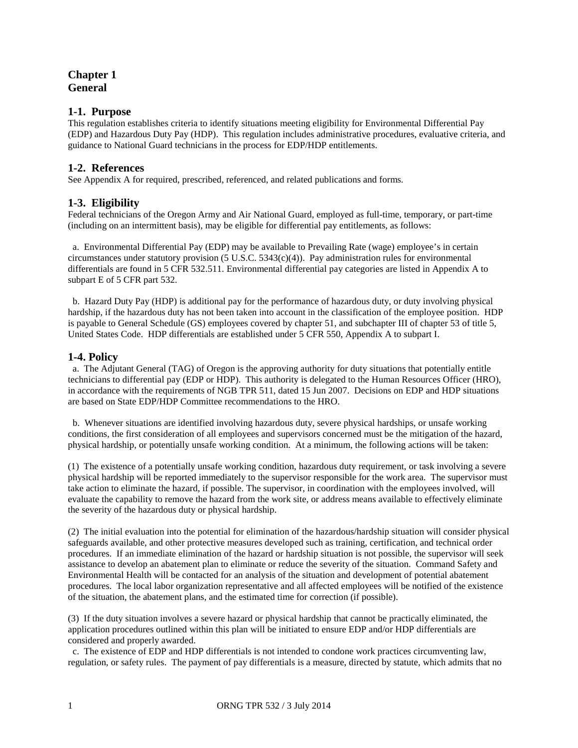# Chapter 1
# General

## 1-1. Purpose

This regulation establishes criteria to identify situations meeting eligibility for Environmental Differential Pay (EDP) and Hazardous Duty Pay (HDP). This regulation includes administrative procedures, evaluative criteria, and guidance to National Guard technicians in the process for EDP/HDP entitlements.

## 1-2. References

See Appendix A for required, prescribed, referenced, and related publications and forms.

## 1-3. Eligibility

Federal technicians of the Oregon Army and Air National Guard, employed as full-time, temporary, or part-time (including on an intermittent basis), may be eligible for differential pay entitlements, as follows:

a. Environmental Differential Pay (EDP) may be available to Prevailing Rate (wage) employee's in certain circumstances under statutory provision (5 U.S.C. 5343(c)(4)). Pay administration rules for environmental differentials are found in 5 CFR 532.511. Environmental differential pay categories are listed in Appendix A to subpart E of 5 CFR part 532.

b. Hazard Duty Pay (HDP) is additional pay for the performance of hazardous duty, or duty involving physical hardship, if the hazardous duty has not been taken into account in the classification of the employee position. HDP is payable to General Schedule (GS) employees covered by chapter 51, and subchapter III of chapter 53 of title 5, United States Code. HDP differentials are established under 5 CFR 550, Appendix A to subpart I.

## 1-4. Policy

a. The Adjutant General (TAG) of Oregon is the approving authority for duty situations that potentially entitle technicians to differential pay (EDP or HDP). This authority is delegated to the Human Resources Officer (HRO), in accordance with the requirements of NGB TPR 511, dated 15 Jun 2007. Decisions on EDP and HDP situations are based on State EDP/HDP Committee recommendations to the HRO.

b. Whenever situations are identified involving hazardous duty, severe physical hardships, or unsafe working conditions, the first consideration of all employees and supervisors concerned must be the mitigation of the hazard, physical hardship, or potentially unsafe working condition. At a minimum, the following actions will be taken:

(1) The existence of a potentially unsafe working condition, hazardous duty requirement, or task involving a severe physical hardship will be reported immediately to the supervisor responsible for the work area. The supervisor must take action to eliminate the hazard, if possible. The supervisor, in coordination with the employees involved, will evaluate the capability to remove the hazard from the work site, or address means available to effectively eliminate the severity of the hazardous duty or physical hardship.

(2) The initial evaluation into the potential for elimination of the hazardous/hardship situation will consider physical safeguards available, and other protective measures developed such as training, certification, and technical order procedures. If an immediate elimination of the hazard or hardship situation is not possible, the supervisor will seek assistance to develop an abatement plan to eliminate or reduce the severity of the situation. Command Safety and Environmental Health will be contacted for an analysis of the situation and development of potential abatement procedures. The local labor organization representative and all affected employees will be notified of the existence of the situation, the abatement plans, and the estimated time for correction (if possible).

(3) If the duty situation involves a severe hazard or physical hardship that cannot be practically eliminated, the application procedures outlined within this plan will be initiated to ensure EDP and/or HDP differentials are considered and properly awarded.

c. The existence of EDP and HDP differentials is not intended to condone work practices circumventing law, regulation, or safety rules. The payment of pay differentials is a measure, directed by statute, which admits that no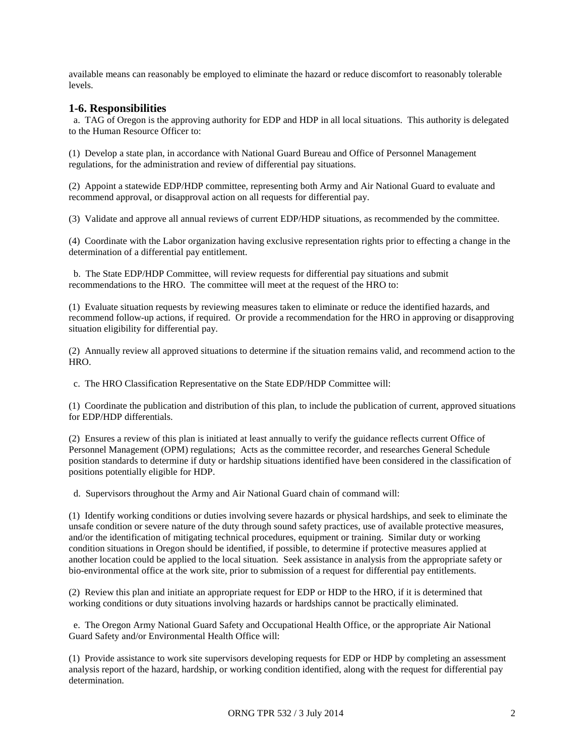available means can reasonably be employed to eliminate the hazard or reduce discomfort to reasonably tolerable levels.

## 1-6. Responsibilities

a. TAG of Oregon is the approving authority for EDP and HDP in all local situations. This authority is delegated to the Human Resource Officer to:

(1) Develop a state plan, in accordance with National Guard Bureau and Office of Personnel Management regulations, for the administration and review of differential pay situations.

(2) Appoint a statewide EDP/HDP committee, representing both Army and Air National Guard to evaluate and recommend approval, or disapproval action on all requests for differential pay.

(3) Validate and approve all annual reviews of current EDP/HDP situations, as recommended by the committee.

(4) Coordinate with the Labor organization having exclusive representation rights prior to effecting a change in the determination of a differential pay entitlement.

b. The State EDP/HDP Committee, will review requests for differential pay situations and submit recommendations to the HRO. The committee will meet at the request of the HRO to:

(1) Evaluate situation requests by reviewing measures taken to eliminate or reduce the identified hazards, and recommend follow-up actions, if required. Or provide a recommendation for the HRO in approving or disapproving situation eligibility for differential pay.

(2) Annually review all approved situations to determine if the situation remains valid, and recommend action to the HRO.

c. The HRO Classification Representative on the State EDP/HDP Committee will:

(1) Coordinate the publication and distribution of this plan, to include the publication of current, approved situations for EDP/HDP differentials.

(2) Ensures a review of this plan is initiated at least annually to verify the guidance reflects current Office of Personnel Management (OPM) regulations; Acts as the committee recorder, and researches General Schedule position standards to determine if duty or hardship situations identified have been considered in the classification of positions potentially eligible for HDP.

d. Supervisors throughout the Army and Air National Guard chain of command will:

(1) Identify working conditions or duties involving severe hazards or physical hardships, and seek to eliminate the unsafe condition or severe nature of the duty through sound safety practices, use of available protective measures, and/or the identification of mitigating technical procedures, equipment or training. Similar duty or working condition situations in Oregon should be identified, if possible, to determine if protective measures applied at another location could be applied to the local situation. Seek assistance in analysis from the appropriate safety or bio-environmental office at the work site, prior to submission of a request for differential pay entitlements.

(2) Review this plan and initiate an appropriate request for EDP or HDP to the HRO, if it is determined that working conditions or duty situations involving hazards or hardships cannot be practically eliminated.

e. The Oregon Army National Guard Safety and Occupational Health Office, or the appropriate Air National Guard Safety and/or Environmental Health Office will:

(1) Provide assistance to work site supervisors developing requests for EDP or HDP by completing an assessment analysis report of the hazard, hardship, or working condition identified, along with the request for differential pay determination.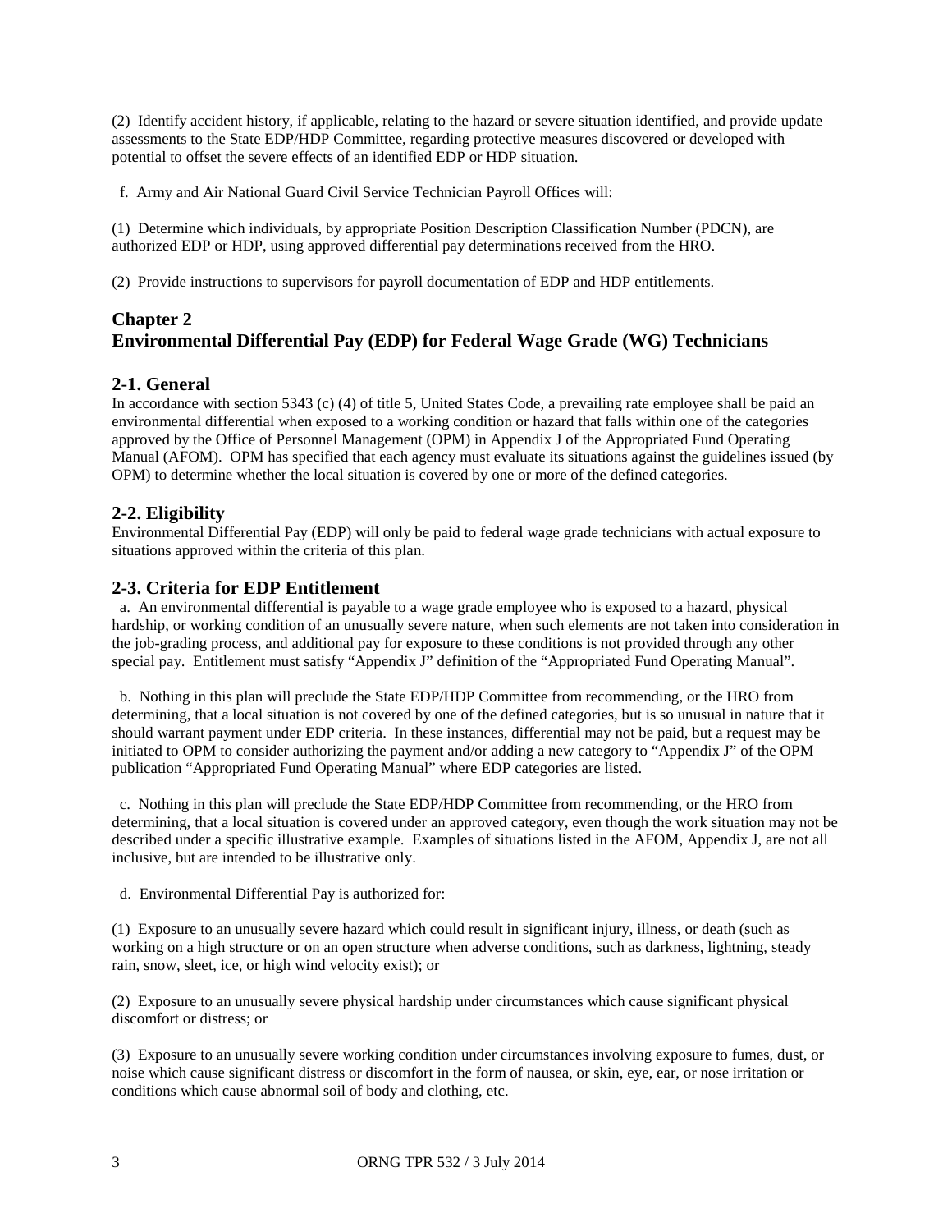(2) Identify accident history, if applicable, relating to the hazard or severe situation identified, and provide update assessments to the State EDP/HDP Committee, regarding protective measures discovered or developed with potential to offset the severe effects of an identified EDP or HDP situation.

f. Army and Air National Guard Civil Service Technician Payroll Offices will:

(1) Determine which individuals, by appropriate Position Description Classification Number (PDCN), are authorized EDP or HDP, using approved differential pay determinations received from the HRO.

(2) Provide instructions to supervisors for payroll documentation of EDP and HDP entitlements.

# Chapter 2
# Environmental Differential Pay (EDP) for Federal Wage Grade (WG) Technicians

## 2-1. General

In accordance with section 5343 (c) (4) of title 5, United States Code, a prevailing rate employee shall be paid an environmental differential when exposed to a working condition or hazard that falls within one of the categories approved by the Office of Personnel Management (OPM) in Appendix J of the Appropriated Fund Operating Manual (AFOM). OPM has specified that each agency must evaluate its situations against the guidelines issued (by OPM) to determine whether the local situation is covered by one or more of the defined categories.

## 2-2. Eligibility

Environmental Differential Pay (EDP) will only be paid to federal wage grade technicians with actual exposure to situations approved within the criteria of this plan.

## 2-3. Criteria for EDP Entitlement

a. An environmental differential is payable to a wage grade employee who is exposed to a hazard, physical hardship, or working condition of an unusually severe nature, when such elements are not taken into consideration in the job-grading process, and additional pay for exposure to these conditions is not provided through any other special pay. Entitlement must satisfy "Appendix J" definition of the "Appropriated Fund Operating Manual".

b. Nothing in this plan will preclude the State EDP/HDP Committee from recommending, or the HRO from determining, that a local situation is not covered by one of the defined categories, but is so unusual in nature that it should warrant payment under EDP criteria. In these instances, differential may not be paid, but a request may be initiated to OPM to consider authorizing the payment and/or adding a new category to "Appendix J" of the OPM publication "Appropriated Fund Operating Manual" where EDP categories are listed.

c. Nothing in this plan will preclude the State EDP/HDP Committee from recommending, or the HRO from determining, that a local situation is covered under an approved category, even though the work situation may not be described under a specific illustrative example. Examples of situations listed in the AFOM, Appendix J, are not all inclusive, but are intended to be illustrative only.

d. Environmental Differential Pay is authorized for:

(1) Exposure to an unusually severe hazard which could result in significant injury, illness, or death (such as working on a high structure or on an open structure when adverse conditions, such as darkness, lightning, steady rain, snow, sleet, ice, or high wind velocity exist); or

(2) Exposure to an unusually severe physical hardship under circumstances which cause significant physical discomfort or distress; or

(3) Exposure to an unusually severe working condition under circumstances involving exposure to fumes, dust, or noise which cause significant distress or discomfort in the form of nausea, or skin, eye, ear, or nose irritation or conditions which cause abnormal soil of body and clothing, etc.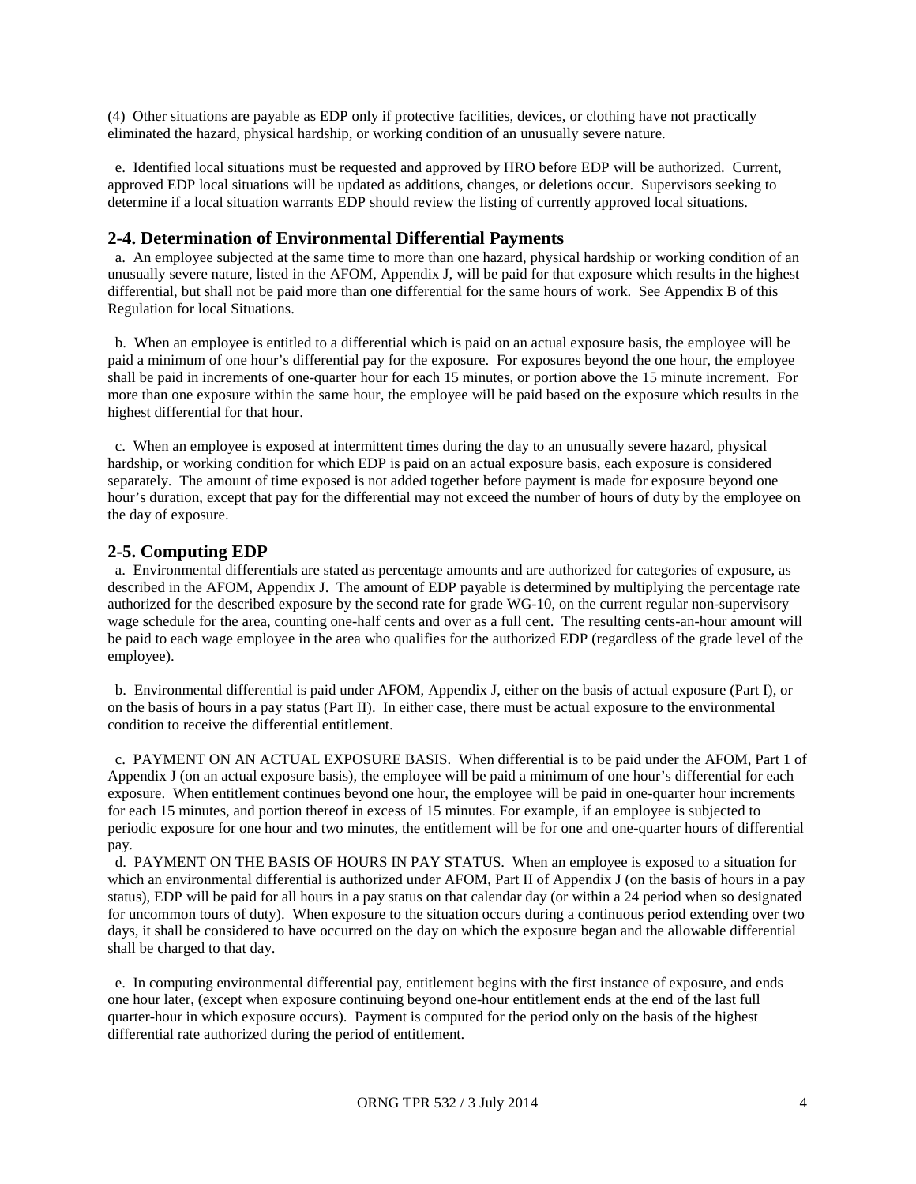(4) Other situations are payable as EDP only if protective facilities, devices, or clothing have not practically eliminated the hazard, physical hardship, or working condition of an unusually severe nature.

e. Identified local situations must be requested and approved by HRO before EDP will be authorized. Current, approved EDP local situations will be updated as additions, changes, or deletions occur. Supervisors seeking to determine if a local situation warrants EDP should review the listing of currently approved local situations.

## 2-4. Determination of Environmental Differential Payments

a. An employee subjected at the same time to more than one hazard, physical hardship or working condition of an unusually severe nature, listed in the AFOM, Appendix J, will be paid for that exposure which results in the highest differential, but shall not be paid more than one differential for the same hours of work. See Appendix B of this Regulation for local Situations.

b. When an employee is entitled to a differential which is paid on an actual exposure basis, the employee will be paid a minimum of one hour's differential pay for the exposure. For exposures beyond the one hour, the employee shall be paid in increments of one-quarter hour for each 15 minutes, or portion above the 15 minute increment. For more than one exposure within the same hour, the employee will be paid based on the exposure which results in the highest differential for that hour.

c. When an employee is exposed at intermittent times during the day to an unusually severe hazard, physical hardship, or working condition for which EDP is paid on an actual exposure basis, each exposure is considered separately. The amount of time exposed is not added together before payment is made for exposure beyond one hour's duration, except that pay for the differential may not exceed the number of hours of duty by the employee on the day of exposure.

## 2-5. Computing EDP

a. Environmental differentials are stated as percentage amounts and are authorized for categories of exposure, as described in the AFOM, Appendix J. The amount of EDP payable is determined by multiplying the percentage rate authorized for the described exposure by the second rate for grade WG-10, on the current regular non-supervisory wage schedule for the area, counting one-half cents and over as a full cent. The resulting cents-an-hour amount will be paid to each wage employee in the area who qualifies for the authorized EDP (regardless of the grade level of the employee).

b. Environmental differential is paid under AFOM, Appendix J, either on the basis of actual exposure (Part I), or on the basis of hours in a pay status (Part II). In either case, there must be actual exposure to the environmental condition to receive the differential entitlement.

c. PAYMENT ON AN ACTUAL EXPOSURE BASIS. When differential is to be paid under the AFOM, Part 1 of Appendix J (on an actual exposure basis), the employee will be paid a minimum of one hour's differential for each exposure. When entitlement continues beyond one hour, the employee will be paid in one-quarter hour increments for each 15 minutes, and portion thereof in excess of 15 minutes. For example, if an employee is subjected to periodic exposure for one hour and two minutes, the entitlement will be for one and one-quarter hours of differential pay.

d. PAYMENT ON THE BASIS OF HOURS IN PAY STATUS. When an employee is exposed to a situation for which an environmental differential is authorized under AFOM, Part II of Appendix J (on the basis of hours in a pay status), EDP will be paid for all hours in a pay status on that calendar day (or within a 24 period when so designated for uncommon tours of duty). When exposure to the situation occurs during a continuous period extending over two days, it shall be considered to have occurred on the day on which the exposure began and the allowable differential shall be charged to that day.

e. In computing environmental differential pay, entitlement begins with the first instance of exposure, and ends one hour later, (except when exposure continuing beyond one-hour entitlement ends at the end of the last full quarter-hour in which exposure occurs). Payment is computed for the period only on the basis of the highest differential rate authorized during the period of entitlement.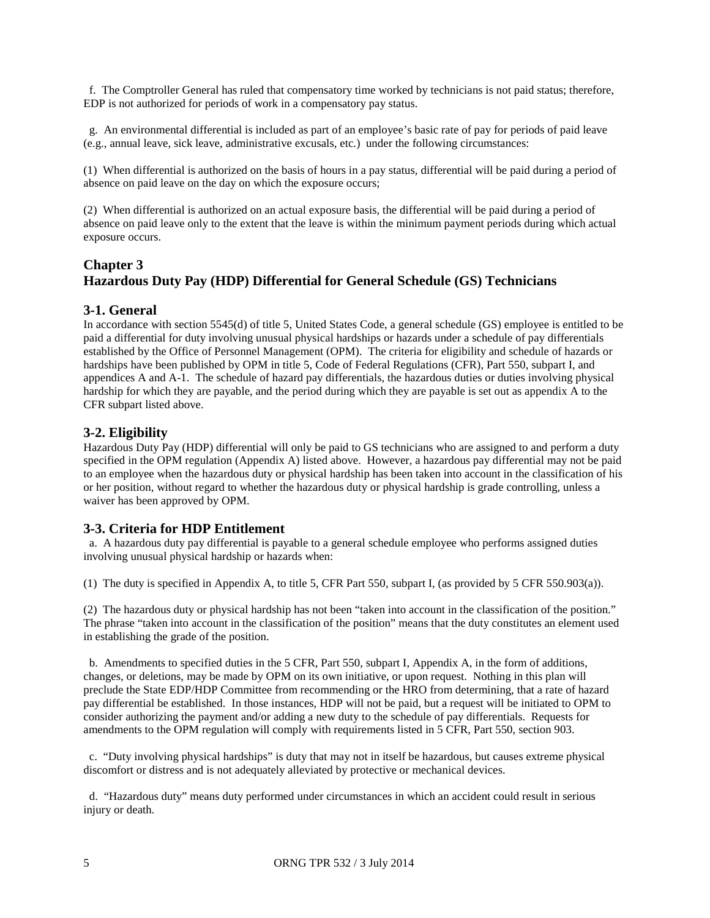f. The Comptroller General has ruled that compensatory time worked by technicians is not paid status; therefore, EDP is not authorized for periods of work in a compensatory pay status.

g. An environmental differential is included as part of an employee's basic rate of pay for periods of paid leave (e.g., annual leave, sick leave, administrative excusals, etc.) under the following circumstances:

(1) When differential is authorized on the basis of hours in a pay status, differential will be paid during a period of absence on paid leave on the day on which the exposure occurs;

(2) When differential is authorized on an actual exposure basis, the differential will be paid during a period of absence on paid leave only to the extent that the leave is within the minimum payment periods during which actual exposure occurs.

## Chapter 3
## Hazardous Duty Pay (HDP) Differential for General Schedule (GS) Technicians

### 3-1. General

In accordance with section 5545(d) of title 5, United States Code, a general schedule (GS) employee is entitled to be paid a differential for duty involving unusual physical hardships or hazards under a schedule of pay differentials established by the Office of Personnel Management (OPM). The criteria for eligibility and schedule of hazards or hardships have been published by OPM in title 5, Code of Federal Regulations (CFR), Part 550, subpart I, and appendices A and A-1. The schedule of hazard pay differentials, the hazardous duties or duties involving physical hardship for which they are payable, and the period during which they are payable is set out as appendix A to the CFR subpart listed above.

### 3-2. Eligibility

Hazardous Duty Pay (HDP) differential will only be paid to GS technicians who are assigned to and perform a duty specified in the OPM regulation (Appendix A) listed above. However, a hazardous pay differential may not be paid to an employee when the hazardous duty or physical hardship has been taken into account in the classification of his or her position, without regard to whether the hazardous duty or physical hardship is grade controlling, unless a waiver has been approved by OPM.

### 3-3. Criteria for HDP Entitlement

a. A hazardous duty pay differential is payable to a general schedule employee who performs assigned duties involving unusual physical hardship or hazards when:

(1) The duty is specified in Appendix A, to title 5, CFR Part 550, subpart I, (as provided by 5 CFR 550.903(a)).

(2) The hazardous duty or physical hardship has not been "taken into account in the classification of the position." The phrase "taken into account in the classification of the position" means that the duty constitutes an element used in establishing the grade of the position.

b. Amendments to specified duties in the 5 CFR, Part 550, subpart I, Appendix A, in the form of additions, changes, or deletions, may be made by OPM on its own initiative, or upon request. Nothing in this plan will preclude the State EDP/HDP Committee from recommending or the HRO from determining, that a rate of hazard pay differential be established. In those instances, HDP will not be paid, but a request will be initiated to OPM to consider authorizing the payment and/or adding a new duty to the schedule of pay differentials. Requests for amendments to the OPM regulation will comply with requirements listed in 5 CFR, Part 550, section 903.

c. "Duty involving physical hardships" is duty that may not in itself be hazardous, but causes extreme physical discomfort or distress and is not adequately alleviated by protective or mechanical devices.

d. "Hazardous duty" means duty performed under circumstances in which an accident could result in serious injury or death.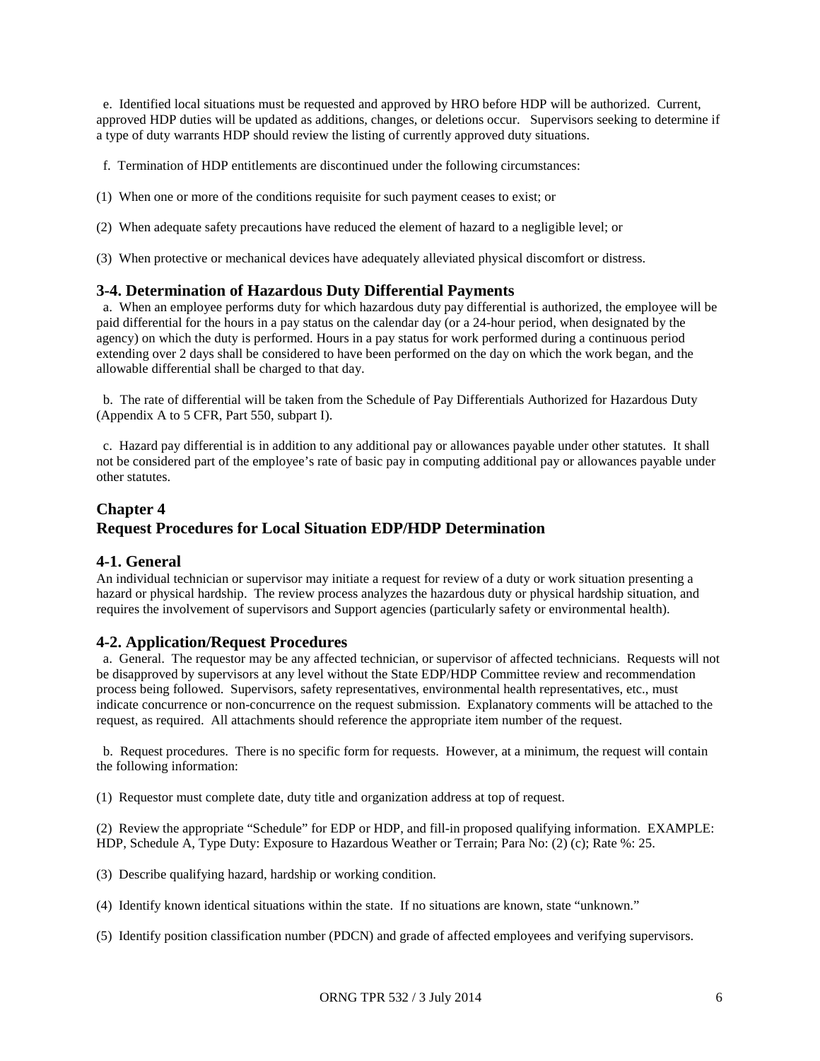e. Identified local situations must be requested and approved by HRO before HDP will be authorized. Current, approved HDP duties will be updated as additions, changes, or deletions occur. Supervisors seeking to determine if a type of duty warrants HDP should review the listing of currently approved duty situations.

f. Termination of HDP entitlements are discontinued under the following circumstances:

(1) When one or more of the conditions requisite for such payment ceases to exist; or

(2) When adequate safety precautions have reduced the element of hazard to a negligible level; or

(3) When protective or mechanical devices have adequately alleviated physical discomfort or distress.

### 3-4. Determination of Hazardous Duty Differential Payments

a. When an employee performs duty for which hazardous duty pay differential is authorized, the employee will be paid differential for the hours in a pay status on the calendar day (or a 24-hour period, when designated by the agency) on which the duty is performed. Hours in a pay status for work performed during a continuous period extending over 2 days shall be considered to have been performed on the day on which the work began, and the allowable differential shall be charged to that day.

b. The rate of differential will be taken from the Schedule of Pay Differentials Authorized for Hazardous Duty (Appendix A to 5 CFR, Part 550, subpart I).

c. Hazard pay differential is in addition to any additional pay or allowances payable under other statutes. It shall not be considered part of the employee's rate of basic pay in computing additional pay or allowances payable under other statutes.

## Chapter 4
## Request Procedures for Local Situation EDP/HDP Determination

### 4-1. General

An individual technician or supervisor may initiate a request for review of a duty or work situation presenting a hazard or physical hardship. The review process analyzes the hazardous duty or physical hardship situation, and requires the involvement of supervisors and Support agencies (particularly safety or environmental health).

### 4-2. Application/Request Procedures

a. General. The requestor may be any affected technician, or supervisor of affected technicians. Requests will not be disapproved by supervisors at any level without the State EDP/HDP Committee review and recommendation process being followed. Supervisors, safety representatives, environmental health representatives, etc., must indicate concurrence or non-concurrence on the request submission. Explanatory comments will be attached to the request, as required. All attachments should reference the appropriate item number of the request.

b. Request procedures. There is no specific form for requests. However, at a minimum, the request will contain the following information:

(1) Requestor must complete date, duty title and organization address at top of request.

(2) Review the appropriate "Schedule" for EDP or HDP, and fill-in proposed qualifying information. EXAMPLE: HDP, Schedule A, Type Duty: Exposure to Hazardous Weather or Terrain; Para No: (2) (c); Rate %: 25.

(3) Describe qualifying hazard, hardship or working condition.

(4) Identify known identical situations within the state. If no situations are known, state "unknown."

(5) Identify position classification number (PDCN) and grade of affected employees and verifying supervisors.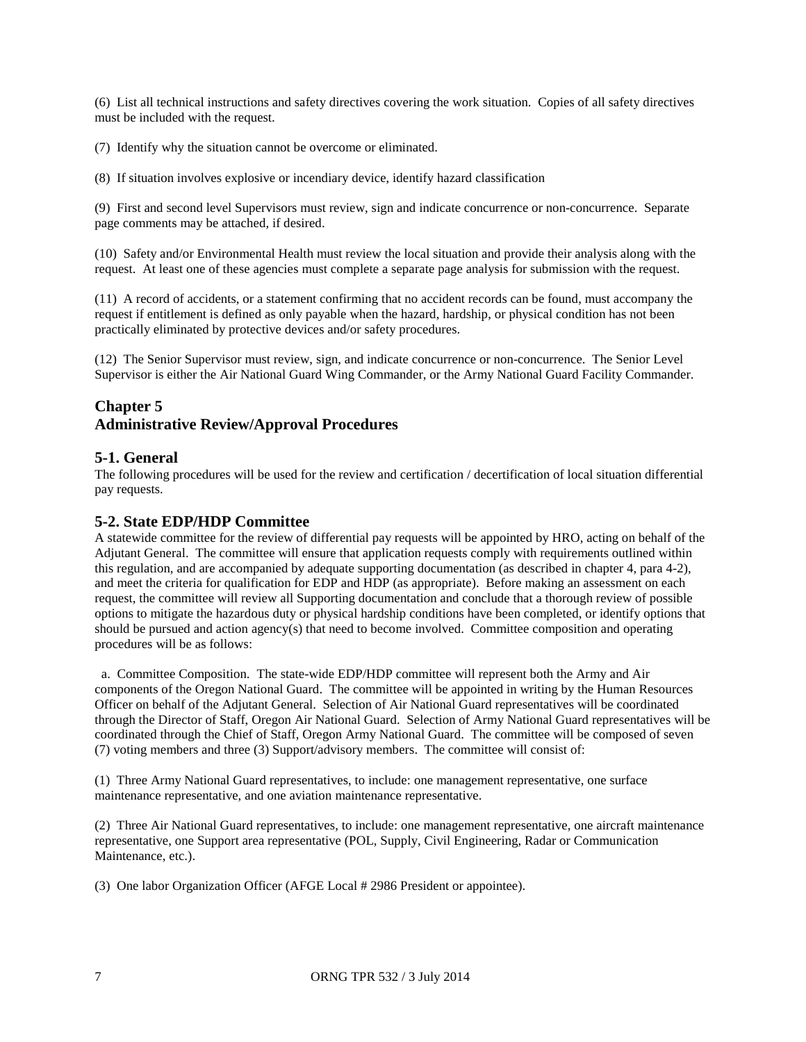(6) List all technical instructions and safety directives covering the work situation. Copies of all safety directives must be included with the request.

(7) Identify why the situation cannot be overcome or eliminated.

(8) If situation involves explosive or incendiary device, identify hazard classification

(9) First and second level Supervisors must review, sign and indicate concurrence or non-concurrence. Separate page comments may be attached, if desired.

(10) Safety and/or Environmental Health must review the local situation and provide their analysis along with the request. At least one of these agencies must complete a separate page analysis for submission with the request.

(11) A record of accidents, or a statement confirming that no accident records can be found, must accompany the request if entitlement is defined as only payable when the hazard, hardship, or physical condition has not been practically eliminated by protective devices and/or safety procedures.

(12) The Senior Supervisor must review, sign, and indicate concurrence or non-concurrence. The Senior Level Supervisor is either the Air National Guard Wing Commander, or the Army National Guard Facility Commander.

# Chapter 5
# Administrative Review/Approval Procedures

## 5-1. General

The following procedures will be used for the review and certification / decertification of local situation differential pay requests.

## 5-2. State EDP/HDP Committee

A statewide committee for the review of differential pay requests will be appointed by HRO, acting on behalf of the Adjutant General. The committee will ensure that application requests comply with requirements outlined within this regulation, and are accompanied by adequate supporting documentation (as described in chapter 4, para 4-2), and meet the criteria for qualification for EDP and HDP (as appropriate). Before making an assessment on each request, the committee will review all Supporting documentation and conclude that a thorough review of possible options to mitigate the hazardous duty or physical hardship conditions have been completed, or identify options that should be pursued and action agency(s) that need to become involved. Committee composition and operating procedures will be as follows:

a. Committee Composition. The state-wide EDP/HDP committee will represent both the Army and Air components of the Oregon National Guard. The committee will be appointed in writing by the Human Resources Officer on behalf of the Adjutant General. Selection of Air National Guard representatives will be coordinated through the Director of Staff, Oregon Air National Guard. Selection of Army National Guard representatives will be coordinated through the Chief of Staff, Oregon Army National Guard. The committee will be composed of seven (7) voting members and three (3) Support/advisory members. The committee will consist of:

(1) Three Army National Guard representatives, to include: one management representative, one surface maintenance representative, and one aviation maintenance representative.

(2) Three Air National Guard representatives, to include: one management representative, one aircraft maintenance representative, one Support area representative (POL, Supply, Civil Engineering, Radar or Communication Maintenance, etc.).

(3) One labor Organization Officer (AFGE Local # 2986 President or appointee).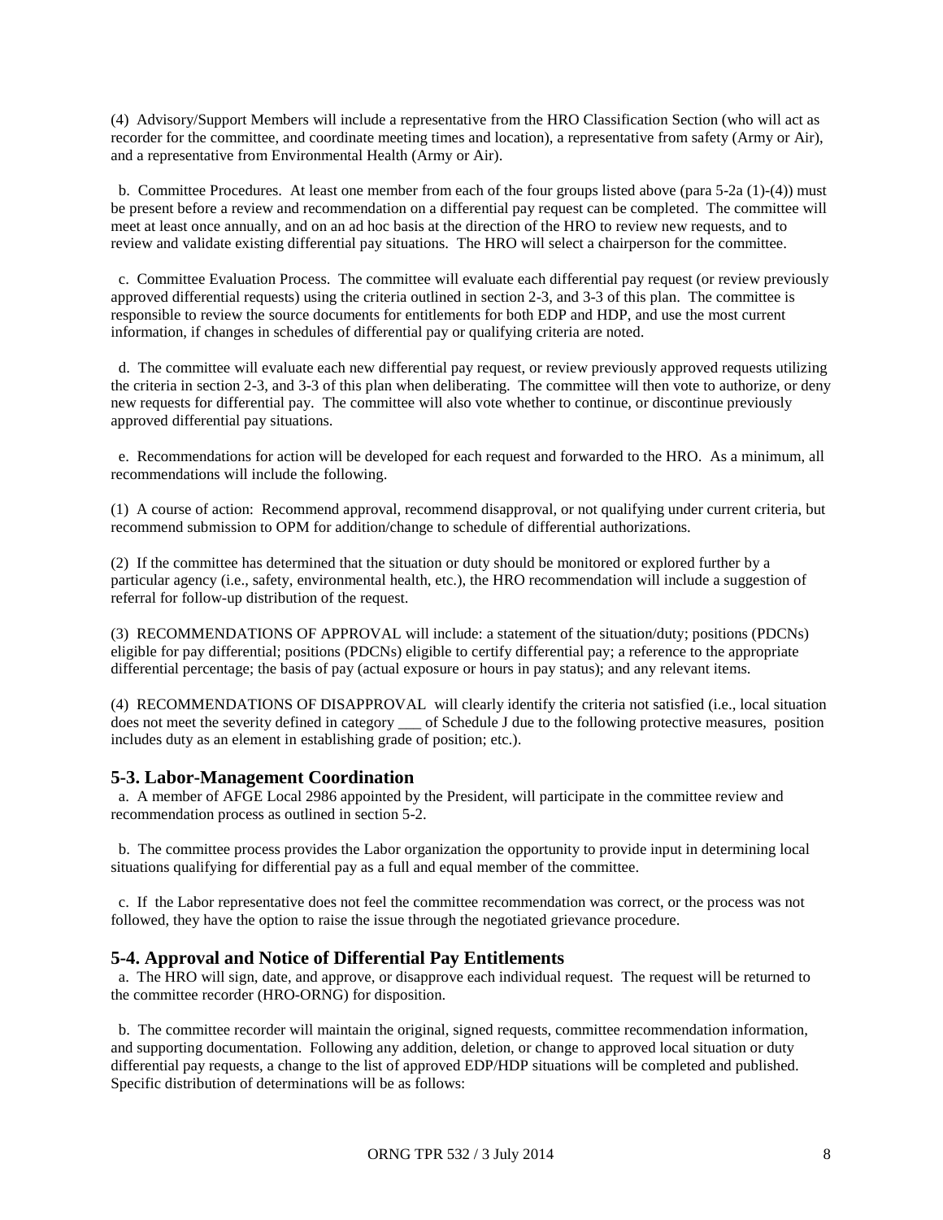(4) Advisory/Support Members will include a representative from the HRO Classification Section (who will act as recorder for the committee, and coordinate meeting times and location), a representative from safety (Army or Air), and a representative from Environmental Health (Army or Air).

b. Committee Procedures. At least one member from each of the four groups listed above (para 5-2a (1)-(4)) must be present before a review and recommendation on a differential pay request can be completed. The committee will meet at least once annually, and on an ad hoc basis at the direction of the HRO to review new requests, and to review and validate existing differential pay situations. The HRO will select a chairperson for the committee.

c. Committee Evaluation Process. The committee will evaluate each differential pay request (or review previously approved differential requests) using the criteria outlined in section 2-3, and 3-3 of this plan. The committee is responsible to review the source documents for entitlements for both EDP and HDP, and use the most current information, if changes in schedules of differential pay or qualifying criteria are noted.

d. The committee will evaluate each new differential pay request, or review previously approved requests utilizing the criteria in section 2-3, and 3-3 of this plan when deliberating. The committee will then vote to authorize, or deny new requests for differential pay. The committee will also vote whether to continue, or discontinue previously approved differential pay situations.

e. Recommendations for action will be developed for each request and forwarded to the HRO. As a minimum, all recommendations will include the following.

(1) A course of action: Recommend approval, recommend disapproval, or not qualifying under current criteria, but recommend submission to OPM for addition/change to schedule of differential authorizations.

(2) If the committee has determined that the situation or duty should be monitored or explored further by a particular agency (i.e., safety, environmental health, etc.), the HRO recommendation will include a suggestion of referral for follow-up distribution of the request.

(3) RECOMMENDATIONS OF APPROVAL will include: a statement of the situation/duty; positions (PDCNs) eligible for pay differential; positions (PDCNs) eligible to certify differential pay; a reference to the appropriate differential percentage; the basis of pay (actual exposure or hours in pay status); and any relevant items.

(4) RECOMMENDATIONS OF DISAPPROVAL will clearly identify the criteria not satisfied (i.e., local situation does not meet the severity defined in category ___ of Schedule J due to the following protective measures, position includes duty as an element in establishing grade of position; etc.).

## 5-3. Labor-Management Coordination

a. A member of AFGE Local 2986 appointed by the President, will participate in the committee review and recommendation process as outlined in section 5-2.

b. The committee process provides the Labor organization the opportunity to provide input in determining local situations qualifying for differential pay as a full and equal member of the committee.

c. If the Labor representative does not feel the committee recommendation was correct, or the process was not followed, they have the option to raise the issue through the negotiated grievance procedure.

## 5-4. Approval and Notice of Differential Pay Entitlements

a. The HRO will sign, date, and approve, or disapprove each individual request. The request will be returned to the committee recorder (HRO-ORNG) for disposition.

b. The committee recorder will maintain the original, signed requests, committee recommendation information, and supporting documentation. Following any addition, deletion, or change to approved local situation or duty differential pay requests, a change to the list of approved EDP/HDP situations will be completed and published. Specific distribution of determinations will be as follows: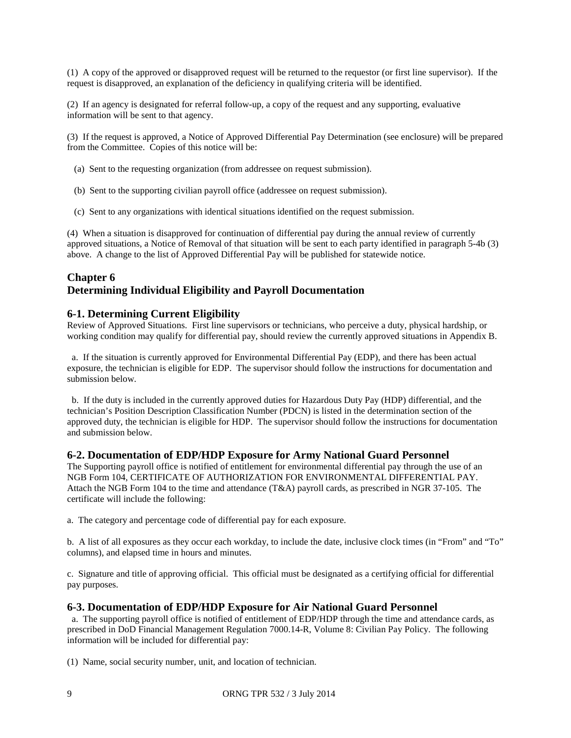(1) A copy of the approved or disapproved request will be returned to the requestor (or first line supervisor). If the request is disapproved, an explanation of the deficiency in qualifying criteria will be identified.

(2) If an agency is designated for referral follow-up, a copy of the request and any supporting, evaluative information will be sent to that agency.

(3) If the request is approved, a Notice of Approved Differential Pay Determination (see enclosure) will be prepared from the Committee. Copies of this notice will be:

(a) Sent to the requesting organization (from addressee on request submission).

(b) Sent to the supporting civilian payroll office (addressee on request submission).

(c) Sent to any organizations with identical situations identified on the request submission.

(4) When a situation is disapproved for continuation of differential pay during the annual review of currently approved situations, a Notice of Removal of that situation will be sent to each party identified in paragraph 5-4b (3) above. A change to the list of Approved Differential Pay will be published for statewide notice.

## Chapter 6
## Determining Individual Eligibility and Payroll Documentation

### 6-1. Determining Current Eligibility

Review of Approved Situations. First line supervisors or technicians, who perceive a duty, physical hardship, or working condition may qualify for differential pay, should review the currently approved situations in Appendix B.

a. If the situation is currently approved for Environmental Differential Pay (EDP), and there has been actual exposure, the technician is eligible for EDP. The supervisor should follow the instructions for documentation and submission below.

b. If the duty is included in the currently approved duties for Hazardous Duty Pay (HDP) differential, and the technician's Position Description Classification Number (PDCN) is listed in the determination section of the approved duty, the technician is eligible for HDP. The supervisor should follow the instructions for documentation and submission below.

### 6-2. Documentation of EDP/HDP Exposure for Army National Guard Personnel

The Supporting payroll office is notified of entitlement for environmental differential pay through the use of an NGB Form 104, CERTIFICATE OF AUTHORIZATION FOR ENVIRONMENTAL DIFFERENTIAL PAY. Attach the NGB Form 104 to the time and attendance (T&A) payroll cards, as prescribed in NGR 37-105. The certificate will include the following:

a. The category and percentage code of differential pay for each exposure.

b. A list of all exposures as they occur each workday, to include the date, inclusive clock times (in "From" and "To" columns), and elapsed time in hours and minutes.

c. Signature and title of approving official. This official must be designated as a certifying official for differential pay purposes.

### 6-3. Documentation of EDP/HDP Exposure for Air National Guard Personnel

a. The supporting payroll office is notified of entitlement of EDP/HDP through the time and attendance cards, as prescribed in DoD Financial Management Regulation 7000.14-R, Volume 8: Civilian Pay Policy. The following information will be included for differential pay:

(1) Name, social security number, unit, and location of technician.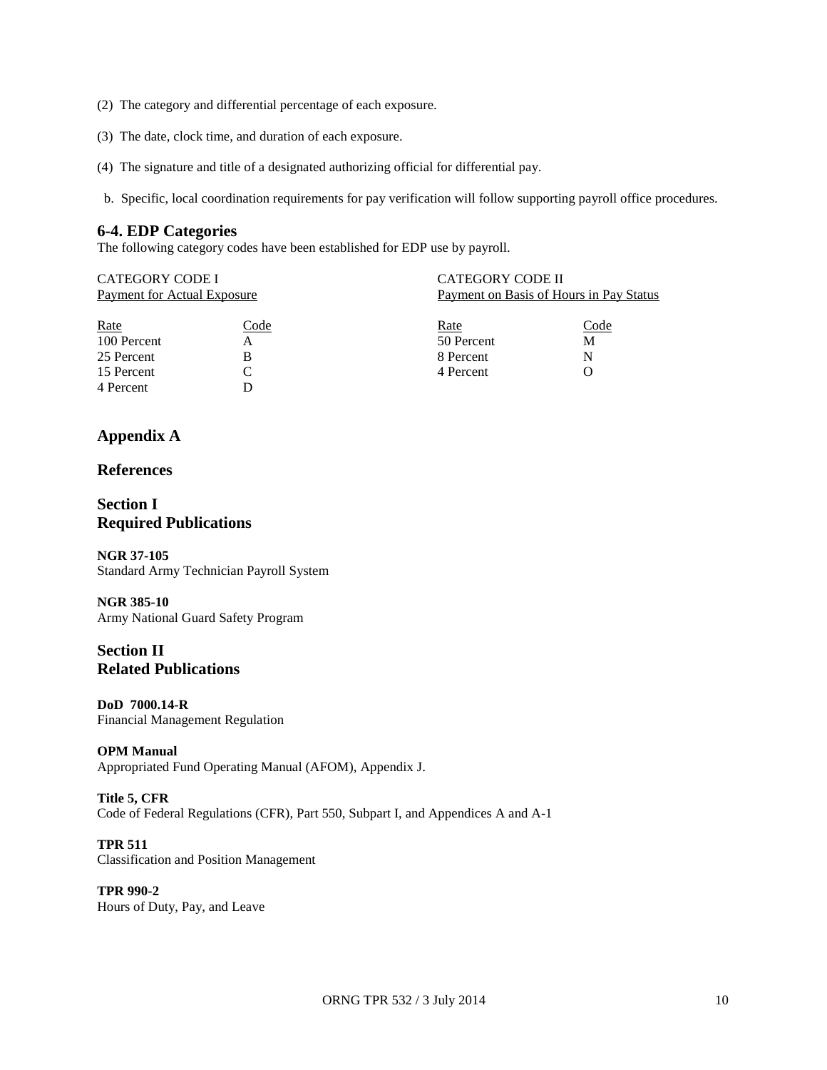(2) The category and differential percentage of each exposure.

(3) The date, clock time, and duration of each exposure.

(4) The signature and title of a designated authorizing official for differential pay.

b. Specific, local coordination requirements for pay verification will follow supporting payroll office procedures.

### 6-4. EDP Categories

The following category codes have been established for EDP use by payroll.

CATEGORY CODE I
Payment for Actual Exposure

| Rate | Code |
|---|---|
| 100 Percent | A |
| 25 Percent | B |
| 15 Percent | C |
| 4 Percent | D |

CATEGORY CODE II
Payment on Basis of Hours in Pay Status

| Rate | Code |
|---|---|
| 50 Percent | M |
| 8 Percent | N |
| 4 Percent | O |

## Appendix A

## References

## Section I
## Required Publications

**NGR 37-105**
Standard Army Technician Payroll System

**NGR 385-10**
Army National Guard Safety Program

## Section II
## Related Publications

**DoD 7000.14-R**
Financial Management Regulation

**OPM Manual**
Appropriated Fund Operating Manual (AFOM), Appendix J.

**Title 5, CFR**
Code of Federal Regulations (CFR), Part 550, Subpart I, and Appendices A and A-1

**TPR 511**
Classification and Position Management

**TPR 990-2**
Hours of Duty, Pay, and Leave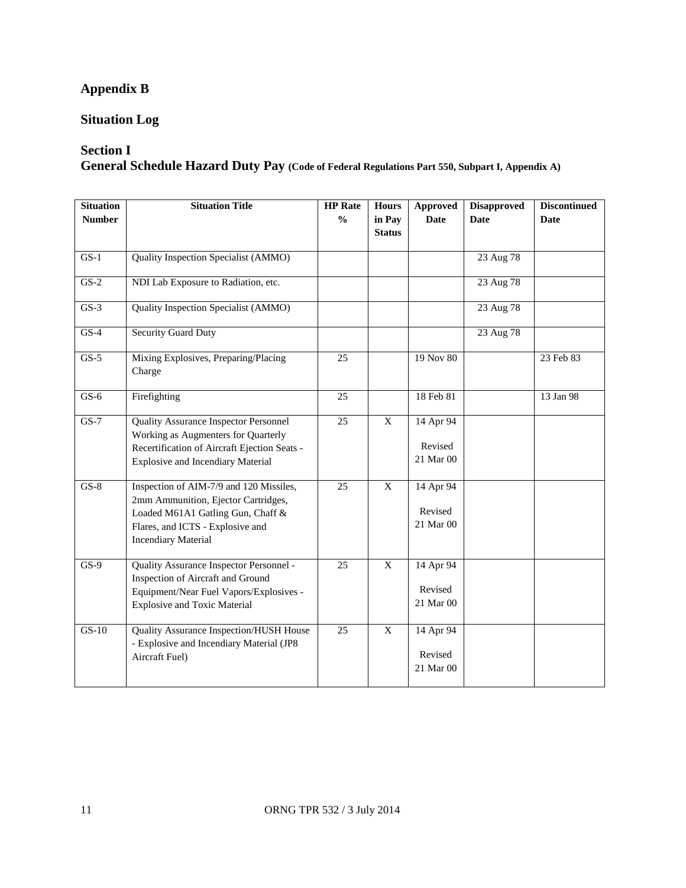# Appendix B

## Situation Log

### Section I
### General Schedule Hazard Duty Pay (Code of Federal Regulations Part 550, Subpart I, Appendix A)

| Situation Number | Situation Title | HP Rate % | Hours in Pay Status | Approved Date | Disapproved Date | Discontinued Date |
|---|---|---|---|---|---|---|
| GS-1 | Quality Inspection Specialist (AMMO) | | | | 23 Aug 78 | |
| GS-2 | NDI Lab Exposure to Radiation, etc. | | | | 23 Aug 78 | |
| GS-3 | Quality Inspection Specialist (AMMO) | | | | 23 Aug 78 | |
| GS-4 | Security Guard Duty | | | | 23 Aug 78 | |
| GS-5 | Mixing Explosives, Preparing/Placing Charge | 25 | | 19 Nov 80 | | 23 Feb 83 |
| GS-6 | Firefighting | 25 | | 18 Feb 81 | | 13 Jan 98 |
| GS-7 | Quality Assurance Inspector Personnel Working as Augmenters for Quarterly Recertification of Aircraft Ejection Seats - Explosive and Incendiary Material | 25 | X | 14 Apr 94 Revised 21 Mar 00 | | |
| GS-8 | Inspection of AIM-7/9 and 120 Missiles, 2mm Ammunition, Ejector Cartridges, Loaded M61A1 Gatling Gun, Chaff & Flares, and ICTS - Explosive and Incendiary Material | 25 | X | 14 Apr 94 Revised 21 Mar 00 | | |
| GS-9 | Quality Assurance Inspector Personnel - Inspection of Aircraft and Ground Equipment/Near Fuel Vapors/Explosives - Explosive and Toxic Material | 25 | X | 14 Apr 94 Revised 21 Mar 00 | | |
| GS-10 | Quality Assurance Inspection/HUSH House - Explosive and Incendiary Material (JP8 Aircraft Fuel) | 25 | X | 14 Apr 94 Revised 21 Mar 00 | | |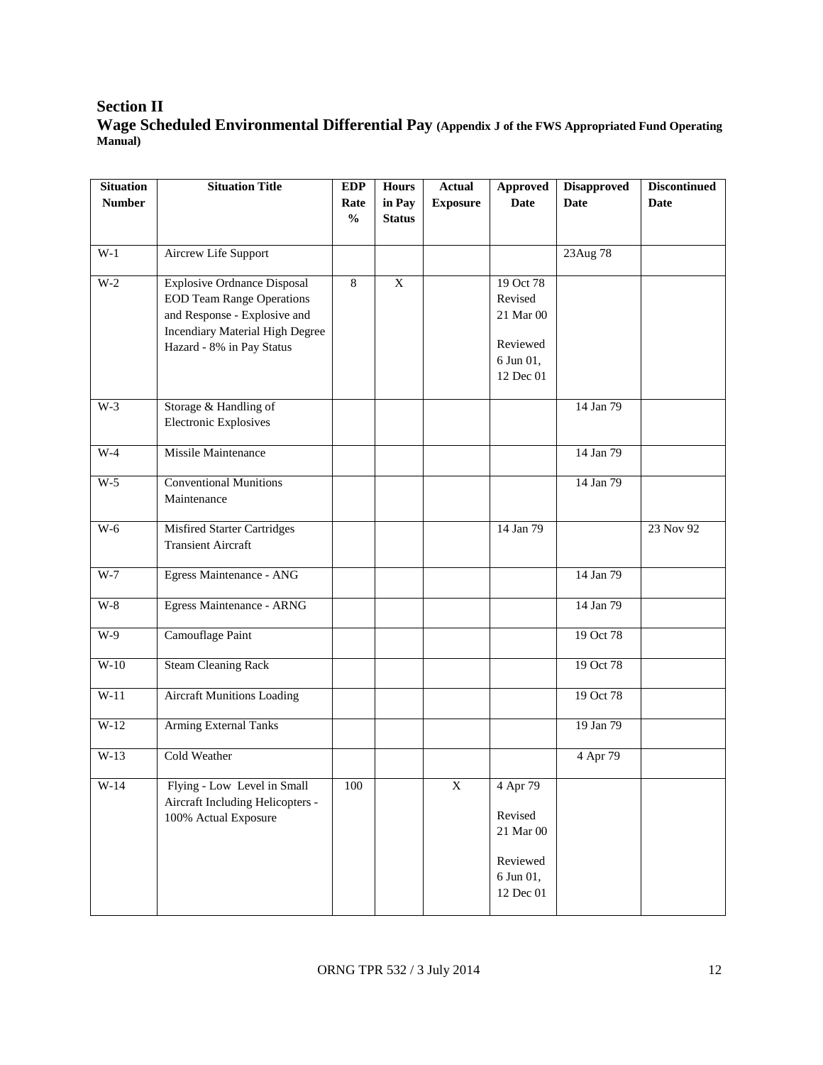## Section II

**Wage Scheduled Environmental Differential Pay (Appendix J of the FWS Appropriated Fund Operating Manual)**

| Situation Number | Situation Title | EDP Rate % | Hours in Pay Status | Actual Exposure | Approved Date | Disapproved Date | Discontinued Date |
|---|---|---|---|---|---|---|---|
| W-1 | Aircrew Life Support | | | | | 23Aug 78 | |
| W-2 | Explosive Ordnance Disposal EOD Team Range Operations and Response - Explosive and Incendiary Material High Degree Hazard - 8% in Pay Status | 8 | X | | 19 Oct 78 Revised 21 Mar 00 Reviewed 6 Jun 01, 12 Dec 01 | | |
| W-3 | Storage & Handling of Electronic Explosives | | | | | 14 Jan 79 | |
| W-4 | Missile Maintenance | | | | | 14 Jan 79 | |
| W-5 | Conventional Munitions Maintenance | | | | | 14 Jan 79 | |
| W-6 | Misfired Starter Cartridges Transient Aircraft | | | | 14 Jan 79 | | 23 Nov 92 |
| W-7 | Egress Maintenance - ANG | | | | | 14 Jan 79 | |
| W-8 | Egress Maintenance - ARNG | | | | | 14 Jan 79 | |
| W-9 | Camouflage Paint | | | | | 19 Oct 78 | |
| W-10 | Steam Cleaning Rack | | | | | 19 Oct 78 | |
| W-11 | Aircraft Munitions Loading | | | | | 19 Oct 78 | |
| W-12 | Arming External Tanks | | | | | 19 Jan 79 | |
| W-13 | Cold Weather | | | | | 4 Apr 79 | |
| W-14 | Flying - Low Level in Small Aircraft Including Helicopters - 100% Actual Exposure | 100 | | X | 4 Apr 79 Revised 21 Mar 00 Reviewed 6 Jun 01, 12 Dec 01 | | |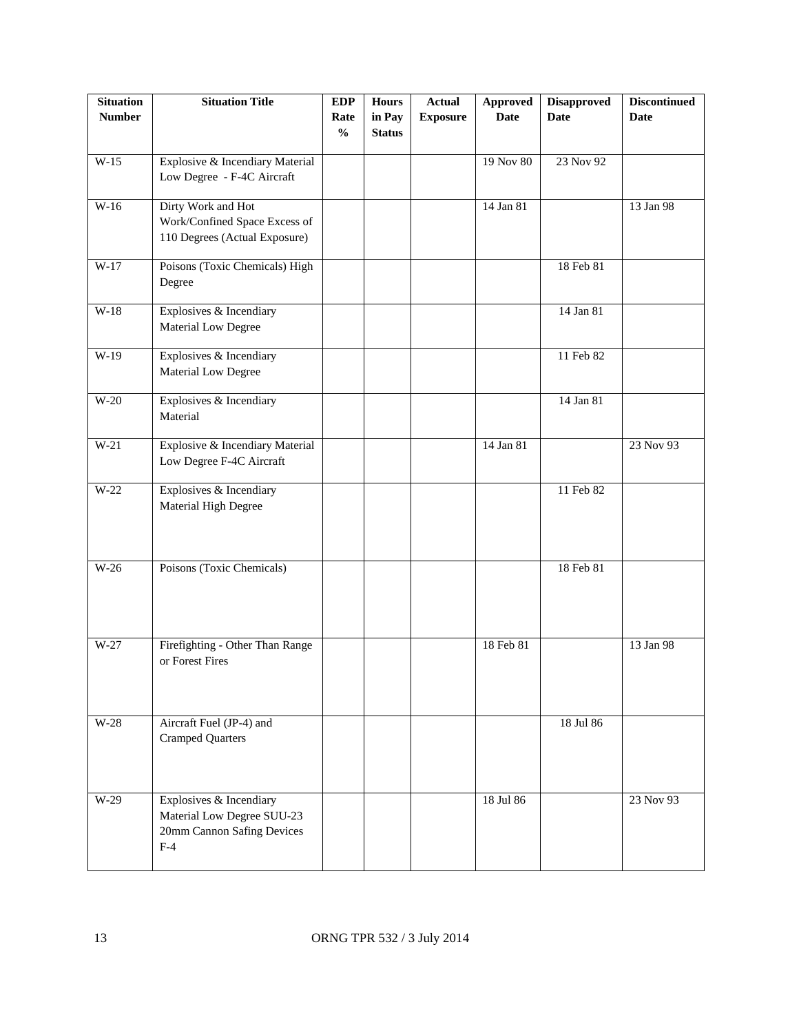| Situation Number | Situation Title | EDP Rate % | Hours in Pay Status | Actual Exposure | Approved Date | Disapproved Date | Discontinued Date |
|---|---|---|---|---|---|---|---|
| W-15 | Explosive & Incendiary Material Low Degree - F-4C Aircraft | | | | 19 Nov 80 | 23 Nov 92 | |
| W-16 | Dirty Work and Hot Work/Confined Space Excess of 110 Degrees (Actual Exposure) | | | | 14 Jan 81 | | 13 Jan 98 |
| W-17 | Poisons (Toxic Chemicals) High Degree | | | | | 18 Feb 81 | |
| W-18 | Explosives & Incendiary Material Low Degree | | | | | 14 Jan 81 | |
| W-19 | Explosives & Incendiary Material Low Degree | | | | | 11 Feb 82 | |
| W-20 | Explosives & Incendiary Material | | | | | 14 Jan 81 | |
| W-21 | Explosive & Incendiary Material Low Degree F-4C Aircraft | | | | 14 Jan 81 | | 23 Nov 93 |
| W-22 | Explosives & Incendiary Material High Degree | | | | | 11 Feb 82 | |
| W-26 | Poisons (Toxic Chemicals) | | | | | 18 Feb 81 | |
| W-27 | Firefighting - Other Than Range or Forest Fires | | | | 18 Feb 81 | | 13 Jan 98 |
| W-28 | Aircraft Fuel (JP-4) and Cramped Quarters | | | | | 18 Jul 86 | |
| W-29 | Explosives & Incendiary Material Low Degree SUU-23 20mm Cannon Safing Devices F-4 | | | | 18 Jul 86 | | 23 Nov 93 |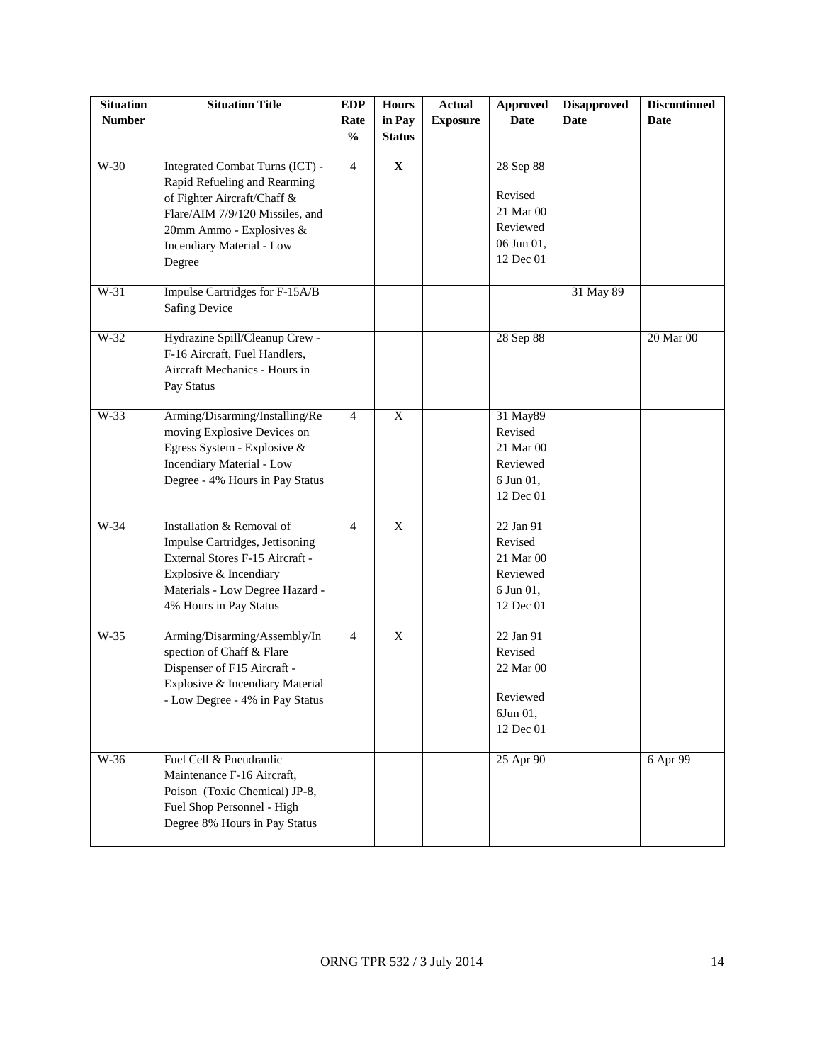| Situation Number | Situation Title | EDP Rate % | Hours in Pay Status | Actual Exposure | Approved Date | Disapproved Date | Discontinued Date |
|---|---|---|---|---|---|---|---|
| W-30 | Integrated Combat Turns (ICT) - Rapid Refueling and Rearming of Fighter Aircraft/Chaff & Flare/AIM 7/9/120 Missiles, and 20mm Ammo - Explosives & Incendiary Material - Low Degree | 4 | **X** | | 28 Sep 88 Revised 21 Mar 00 Reviewed 06 Jun 01, 12 Dec 01 | | |
| W-31 | Impulse Cartridges for F-15A/B Safing Device | | | | | 31 May 89 | |
| W-32 | Hydrazine Spill/Cleanup Crew - F-16 Aircraft, Fuel Handlers, Aircraft Mechanics - Hours in Pay Status | | | | 28 Sep 88 | | 20 Mar 00 |
| W-33 | Arming/Disarming/Installing/Removing Explosive Devices on Egress System - Explosive & Incendiary Material - Low Degree - 4% Hours in Pay Status | 4 | X | | 31 May89 Revised 21 Mar 00 Reviewed 6 Jun 01, 12 Dec 01 | | |
| W-34 | Installation & Removal of Impulse Cartridges, Jettisoning External Stores F-15 Aircraft - Explosive & Incendiary Materials - Low Degree Hazard - 4% Hours in Pay Status | 4 | X | | 22 Jan 91 Revised 21 Mar 00 Reviewed 6 Jun 01, 12 Dec 01 | | |
| W-35 | Arming/Disarming/Assembly/Inspection of Chaff & Flare Dispenser of F15 Aircraft - Explosive & Incendiary Material - Low Degree - 4% in Pay Status | 4 | X | | 22 Jan 91 Revised 22 Mar 00 Reviewed 6Jun 01, 12 Dec 01 | | |
| W-36 | Fuel Cell & Pneudraulic Maintenance F-16 Aircraft, Poison (Toxic Chemical) JP-8, Fuel Shop Personnel - High Degree 8% Hours in Pay Status | | | | 25 Apr 90 | | 6 Apr 99 |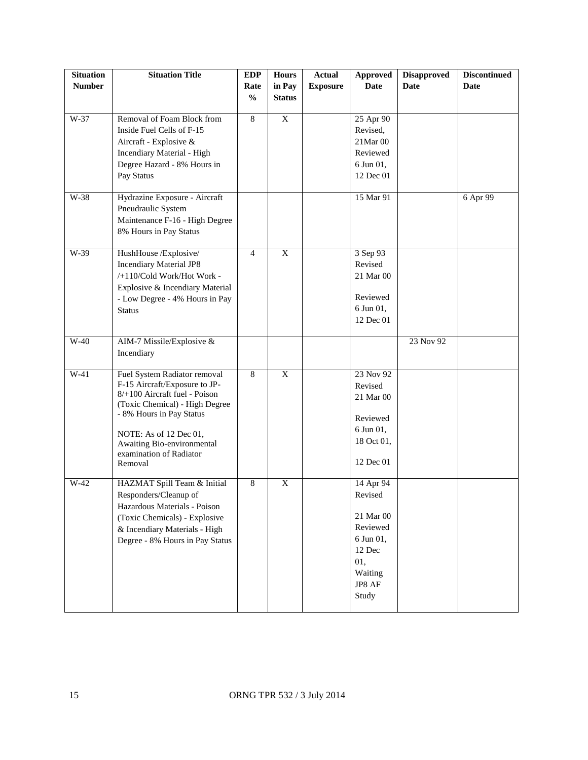| Situation Number | Situation Title | EDP Rate % | Hours in Pay Status | Actual Exposure | Approved Date | Disapproved Date | Discontinued Date |
|---|---|---|---|---|---|---|---|
| W-37 | Removal of Foam Block from Inside Fuel Cells of F-15 Aircraft - Explosive & Incendiary Material - High Degree Hazard - 8% Hours in Pay Status | 8 | X | | 25 Apr 90 Revised, 21Mar 00 Reviewed 6 Jun 01, 12 Dec 01 | | |
| W-38 | Hydrazine Exposure - Aircraft Pneudraulic System Maintenance F-16 - High Degree 8% Hours in Pay Status | | | | 15 Mar 91 | | 6 Apr 99 |
| W-39 | HushHouse /Explosive/ Incendiary Material JP8 /+110/Cold Work/Hot Work - Explosive & Incendiary Material - Low Degree - 4% Hours in Pay Status | 4 | X | | 3 Sep 93 Revised 21 Mar 00 Reviewed 6 Jun 01, 12 Dec 01 | | |
| W-40 | AIM-7 Missile/Explosive & Incendiary | | | | | 23 Nov 92 | |
| W-41 | Fuel System Radiator removal F-15 Aircraft/Exposure to JP-8/+100 Aircraft fuel - Poison (Toxic Chemical) - High Degree - 8% Hours in Pay Status<br><br>NOTE: As of 12 Dec 01, Awaiting Bio-environmental examination of Radiator Removal | 8 | X | | 23 Nov 92 Revised 21 Mar 00 Reviewed 6 Jun 01, 18 Oct 01, 12 Dec 01 | | |
| W-42 | HAZMAT Spill Team & Initial Responders/Cleanup of Hazardous Materials - Poison (Toxic Chemicals) - Explosive & Incendiary Materials - High Degree - 8% Hours in Pay Status | 8 | X | | 14 Apr 94 Revised 21 Mar 00 Reviewed 6 Jun 01, 12 Dec 01, Waiting JP8 AF Study | | |

ORNG TPR 532 / 3 July 2014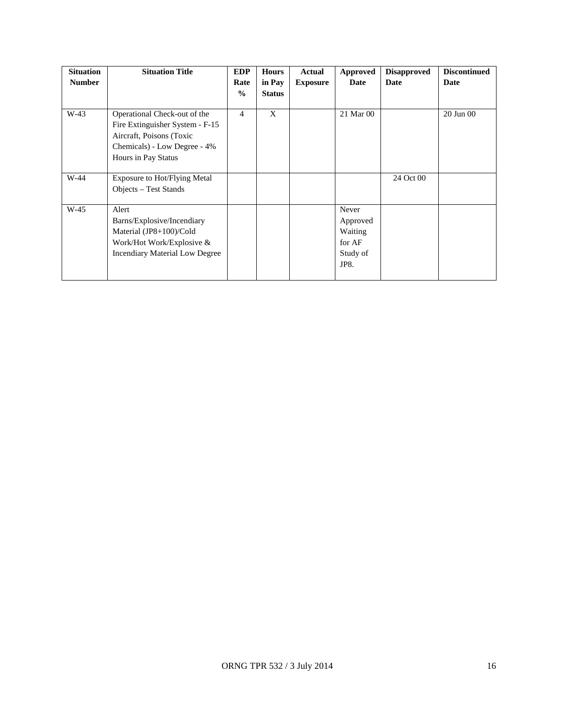| Situation Number | Situation Title | EDP Rate % | Hours in Pay Status | Actual Exposure | Approved Date | Disapproved Date | Discontinued Date |
|---|---|---|---|---|---|---|---|
| W-43 | Operational Check-out of the Fire Extinguisher System - F-15 Aircraft, Poisons (Toxic Chemicals) - Low Degree - 4% Hours in Pay Status | 4 | X | | 21 Mar 00 | | 20 Jun 00 |
| W-44 | Exposure to Hot/Flying Metal Objects – Test Stands | | | | | 24 Oct 00 | |
| W-45 | Alert Barns/Explosive/Incendiary Material (JP8+100)/Cold Work/Hot Work/Explosive & Incendiary Material Low Degree | | | | Never Approved Waiting for AF Study of JP8. | | |